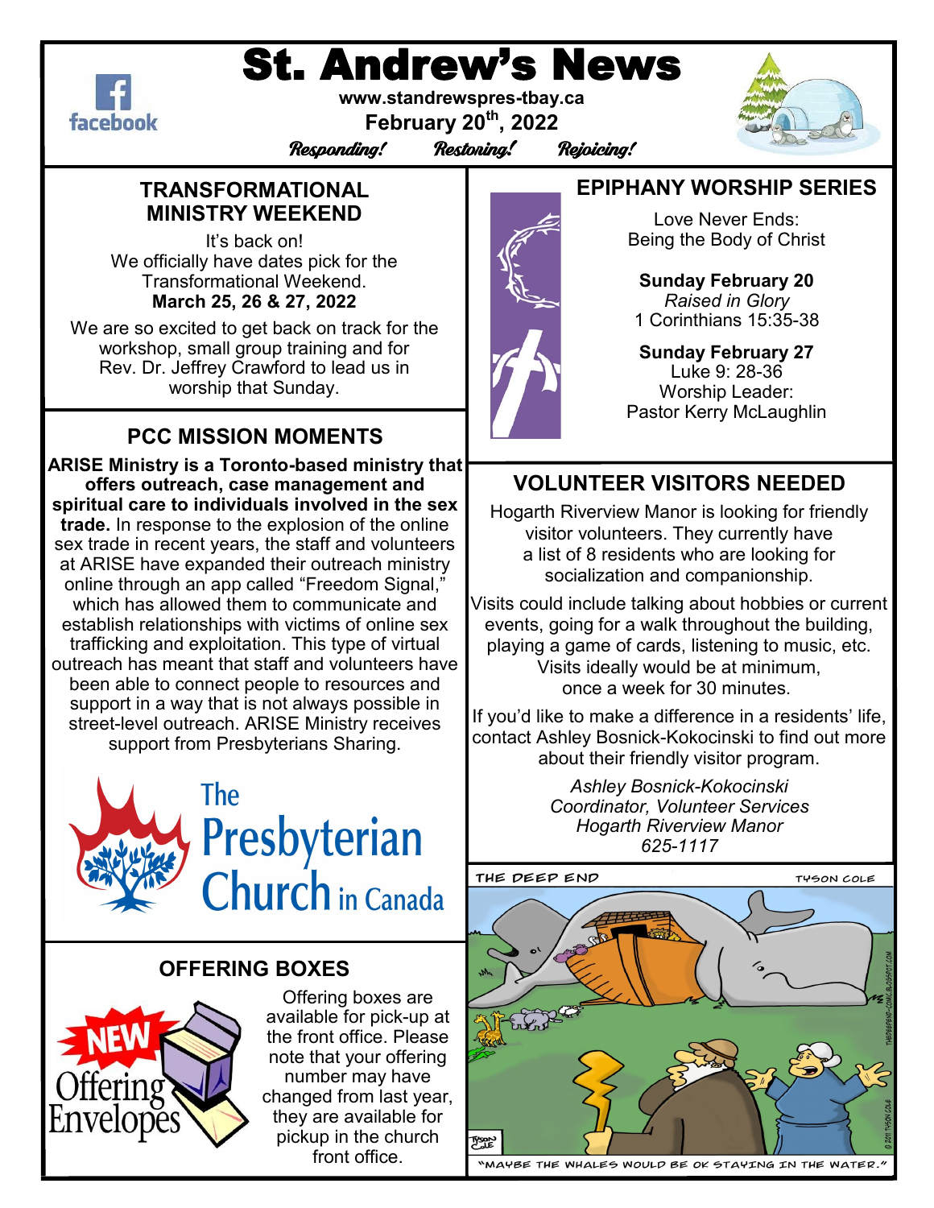# St. Andrew's News

www.standrewspres-tbay.ca

February 20th, 2022

*Responding! Restoring! Rejoicing!*

## TRANSFORMATIONAL MINISTRY WEEKEND

It's back on!
We officially have dates pick for the Transformational Weekend.
**March 25, 26 & 27, 2022**

We are so excited to get back on track for the workshop, small group training and for Rev. Dr. Jeffrey Crawford to lead us in worship that Sunday.

## PCC MISSION MOMENTS

**ARISE Ministry is a Toronto-based ministry that offers outreach, case management and spiritual care to individuals involved in the sex trade.** In response to the explosion of the online sex trade in recent years, the staff and volunteers at ARISE have expanded their outreach ministry online through an app called "Freedom Signal," which has allowed them to communicate and establish relationships with victims of online sex trafficking and exploitation. This type of virtual outreach has meant that staff and volunteers have been able to connect people to resources and support in a way that is not always possible in street-level outreach. ARISE Ministry receives support from Presbyterians Sharing.

The Presbyterian Church in Canada

## OFFERING BOXES

NEW Offering Envelopes

Offering boxes are available for pick-up at the front office. Please note that your offering number may have changed from last year, they are available for pickup in the church front office.

## EPIPHANY WORSHIP SERIES

Love Never Ends:
Being the Body of Christ

**Sunday February 20**
*Raised in Glory*
1 Corinthians 15:35-38

**Sunday February 27**
Luke 9: 28-36
Worship Leader:
Pastor Kerry McLaughlin

## VOLUNTEER VISITORS NEEDED

Hogarth Riverview Manor is looking for friendly visitor volunteers. They currently have a list of 8 residents who are looking for socialization and companionship.

Visits could include talking about hobbies or current events, going for a walk throughout the building, playing a game of cards, listening to music, etc. Visits ideally would be at minimum, once a week for 30 minutes.

If you'd like to make a difference in a residents' life, contact Ashley Bosnick-Kokocinski to find out more about their friendly visitor program.

*Ashley Bosnick-Kokocinski*
*Coordinator, Volunteer Services*
*Hogarth Riverview Manor*
*625-1117*

THE DEEP END — TYSON COLE

"MAYBE THE WHALES WOULD BE OK STAYING IN THE WATER."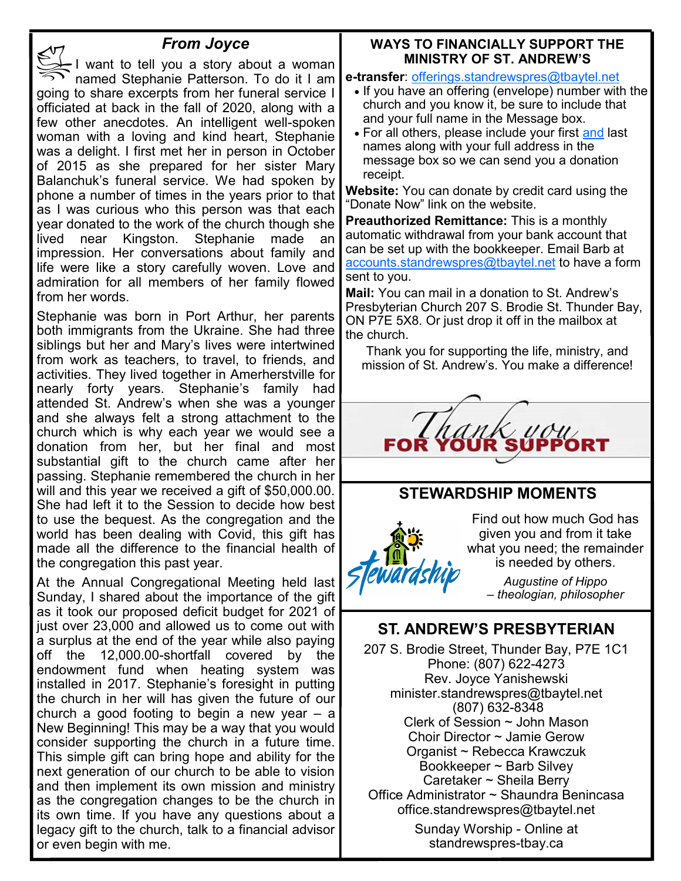## *From Joyce*

I want to tell you a story about a woman named Stephanie Patterson. To do it I am going to share excerpts from her funeral service I officiated at back in the fall of 2020, along with a few other anecdotes. An intelligent well-spoken woman with a loving and kind heart, Stephanie was a delight. I first met her in person in October of 2015 as she prepared for her sister Mary Balanchuk's funeral service. We had spoken by phone a number of times in the years prior to that as I was curious who this person was that each year donated to the work of the church though she lived near Kingston. Stephanie made an impression. Her conversations about family and life were like a story carefully woven. Love and admiration for all members of her family flowed from her words.

Stephanie was born in Port Arthur, her parents both immigrants from the Ukraine. She had three siblings but her and Mary's lives were intertwined from work as teachers, to travel, to friends, and activities. They lived together in Amerherstville for nearly forty years. Stephanie's family had attended St. Andrew's when she was a younger and she always felt a strong attachment to the church which is why each year we would see a donation from her, but her final and most substantial gift to the church came after her passing. Stephanie remembered the church in her will and this year we received a gift of $50,000.00. She had left it to the Session to decide how best to use the bequest. As the congregation and the world has been dealing with Covid, this gift has made all the difference to the financial health of the congregation this past year.

At the Annual Congregational Meeting held last Sunday, I shared about the importance of the gift as it took our proposed deficit budget for 2021 of just over 23,000 and allowed us to come out with a surplus at the end of the year while also paying off the 12,000.00-shortfall covered by the endowment fund when heating system was installed in 2017. Stephanie's foresight in putting the church in her will has given the future of our church a good footing to begin a new year – a New Beginning! This may be a way that you would consider supporting the church in a future time. This simple gift can bring hope and ability for the next generation of our church to be able to vision and then implement its own mission and ministry as the congregation changes to be the church in its own time. If you have any questions about a legacy gift to the church, talk to a financial advisor or even begin with me.

## WAYS TO FINANCIALLY SUPPORT THE MINISTRY OF ST. ANDREW'S

**e-transfer**: offerings.standrewspres@tbaytel.net

- If you have an offering (envelope) number with the church and you know it, be sure to include that and your full name in the Message box.
- For all others, please include your first and last names along with your full address in the message box so we can send you a donation receipt.

**Website:** You can donate by credit card using the "Donate Now" link on the website.

**Preauthorized Remittance:** This is a monthly automatic withdrawal from your bank account that can be set up with the bookkeeper. Email Barb at accounts.standrewspres@tbaytel.net to have a form sent to you.

**Mail:** You can mail in a donation to St. Andrew's Presbyterian Church 207 S. Brodie St. Thunder Bay, ON P7E 5X8. Or just drop it off in the mailbox at the church.

Thank you for supporting the life, ministry, and mission of St. Andrew's. You make a difference!

Thank you FOR YOUR SUPPORT

## STEWARDSHIP MOMENTS

Stewardship

Find out how much God has given you and from it take what you need; the remainder is needed by others.

*Augustine of Hippo – theologian, philosopher*

## ST. ANDREW'S PRESBYTERIAN

207 S. Brodie Street, Thunder Bay, P7E 1C1
Phone: (807) 622-4273
Rev. Joyce Yanishewski
minister.standrewspres@tbaytel.net
(807) 632-8348
Clerk of Session ~ John Mason
Choir Director ~ Jamie Gerow
Organist ~ Rebecca Krawczuk
Bookkeeper ~ Barb Silvey
Caretaker ~ Sheila Berry
Office Administrator ~ Shaundra Benincasa
office.standrewspres@tbaytel.net

Sunday Worship - Online at standrewspres-tbay.ca